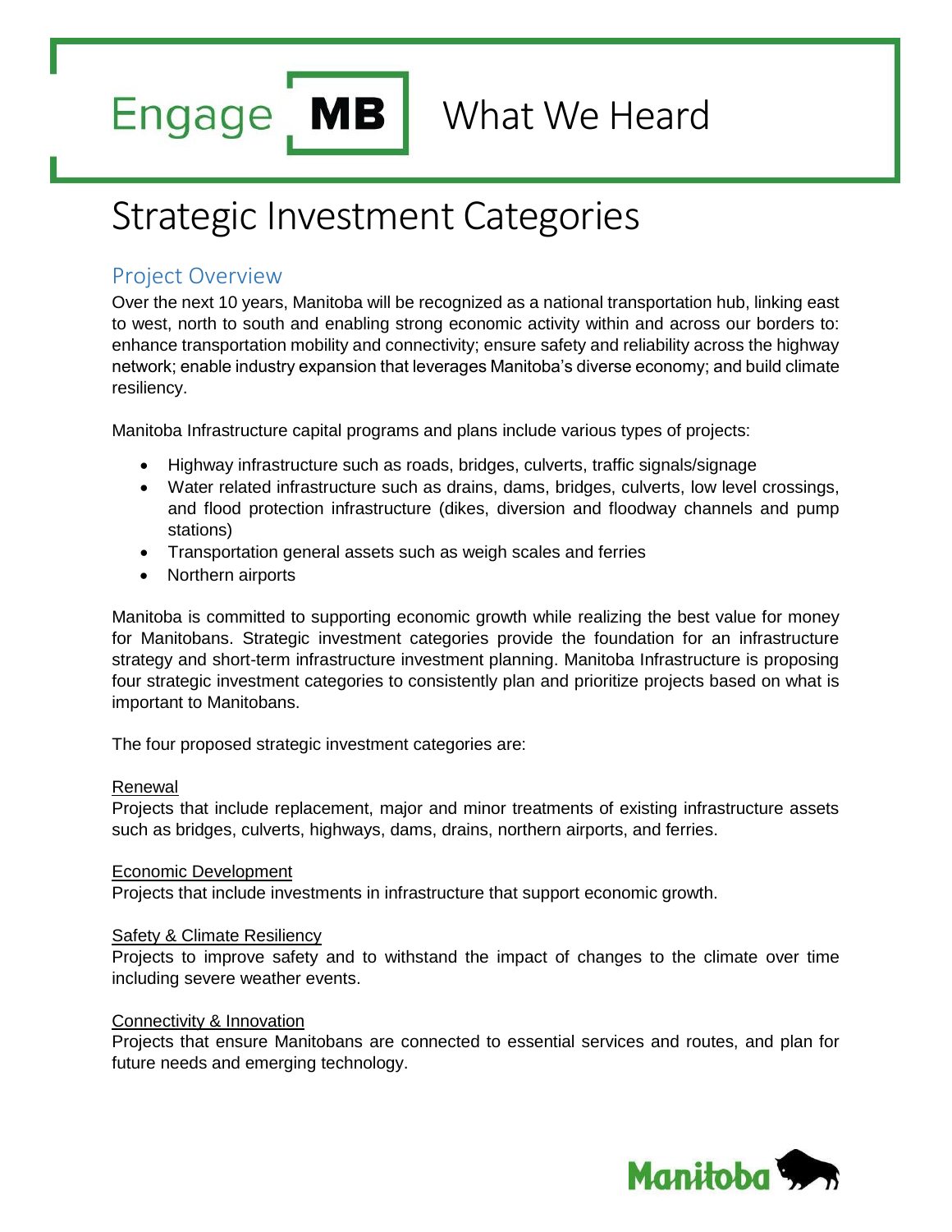# Engage MB What We Heard

# Strategic Investment Categories

## Project Overview

Over the next 10 years, Manitoba will be recognized as a national transportation hub, linking east to west, north to south and enabling strong economic activity within and across our borders to: enhance transportation mobility and connectivity; ensure safety and reliability across the highway network; enable industry expansion that leverages Manitoba's diverse economy; and build climate resiliency.

Manitoba Infrastructure capital programs and plans include various types of projects:

- Highway infrastructure such as roads, bridges, culverts, traffic signals/signage
- Water related infrastructure such as drains, dams, bridges, culverts, low level crossings, and flood protection infrastructure (dikes, diversion and floodway channels and pump stations)
- Transportation general assets such as weigh scales and ferries
- Northern airports

Manitoba is committed to supporting economic growth while realizing the best value for money for Manitobans. Strategic investment categories provide the foundation for an infrastructure strategy and short-term infrastructure investment planning. Manitoba Infrastructure is proposing four strategic investment categories to consistently plan and prioritize projects based on what is important to Manitobans.

The four proposed strategic investment categories are:

<u>Renewal</u>
Projects that include replacement, major and minor treatments of existing infrastructure assets such as bridges, culverts, highways, dams, drains, northern airports, and ferries.

<u>Economic Development</u>
Projects that include investments in infrastructure that support economic growth.

<u>Safety & Climate Resiliency</u>
Projects to improve safety and to withstand the impact of changes to the climate over time including severe weather events.

<u>Connectivity & Innovation</u>
Projects that ensure Manitobans are connected to essential services and routes, and plan for future needs and emerging technology.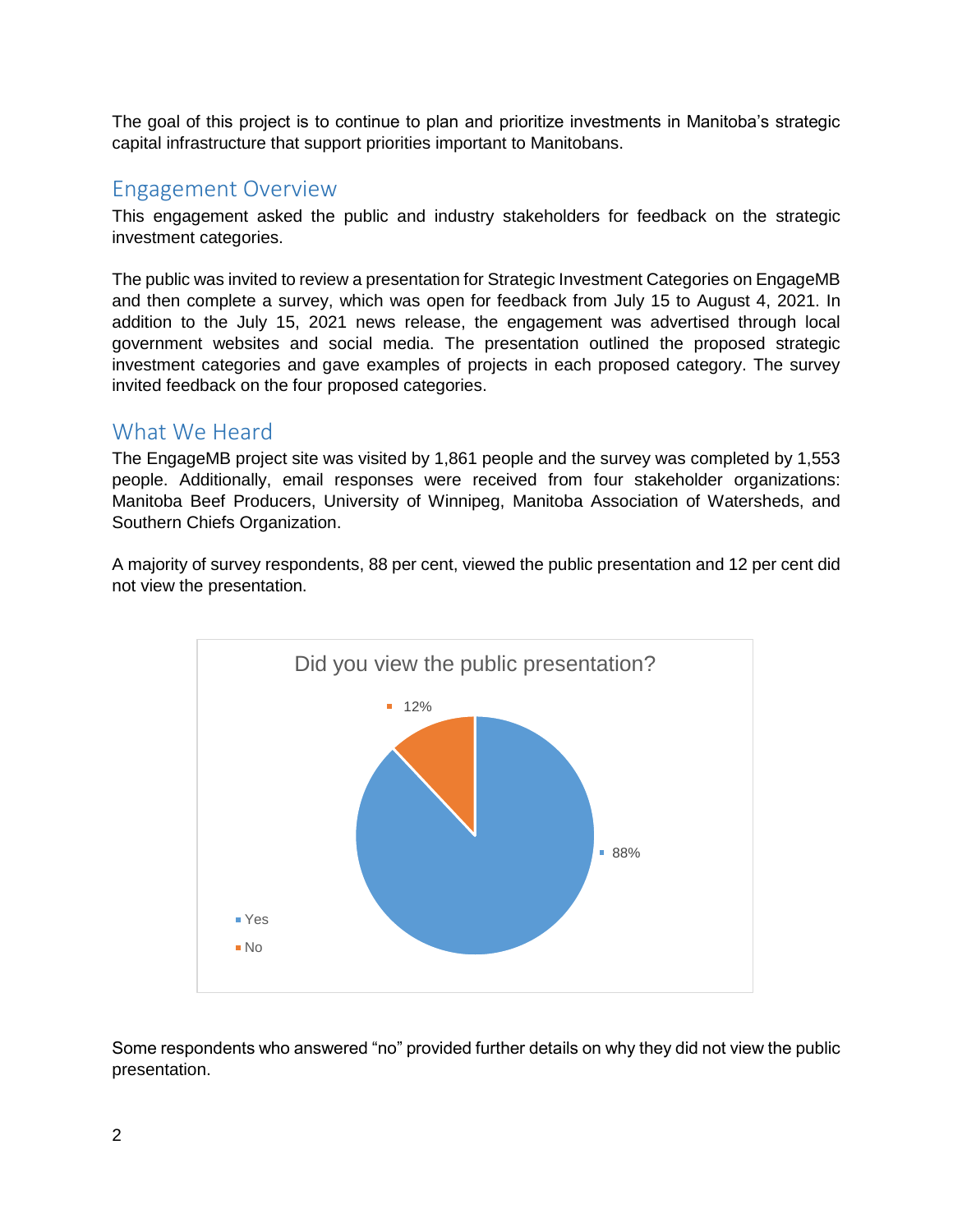The goal of this project is to continue to plan and prioritize investments in Manitoba's strategic capital infrastructure that support priorities important to Manitobans.

## Engagement Overview

This engagement asked the public and industry stakeholders for feedback on the strategic investment categories.

The public was invited to review a presentation for Strategic Investment Categories on EngageMB and then complete a survey, which was open for feedback from July 15 to August 4, 2021. In addition to the July 15, 2021 news release, the engagement was advertised through local government websites and social media. The presentation outlined the proposed strategic investment categories and gave examples of projects in each proposed category. The survey invited feedback on the four proposed categories.

## What We Heard

The EngageMB project site was visited by 1,861 people and the survey was completed by 1,553 people. Additionally, email responses were received from four stakeholder organizations: Manitoba Beef Producers, University of Winnipeg, Manitoba Association of Watersheds, and Southern Chiefs Organization.

A majority of survey respondents, 88 per cent, viewed the public presentation and 12 per cent did not view the presentation.

**Did you view the public presentation?**

| Response | Percentage |
| --- | --- |
| Yes | 88% |
| No | 12% |

Some respondents who answered "no" provided further details on why they did not view the public presentation.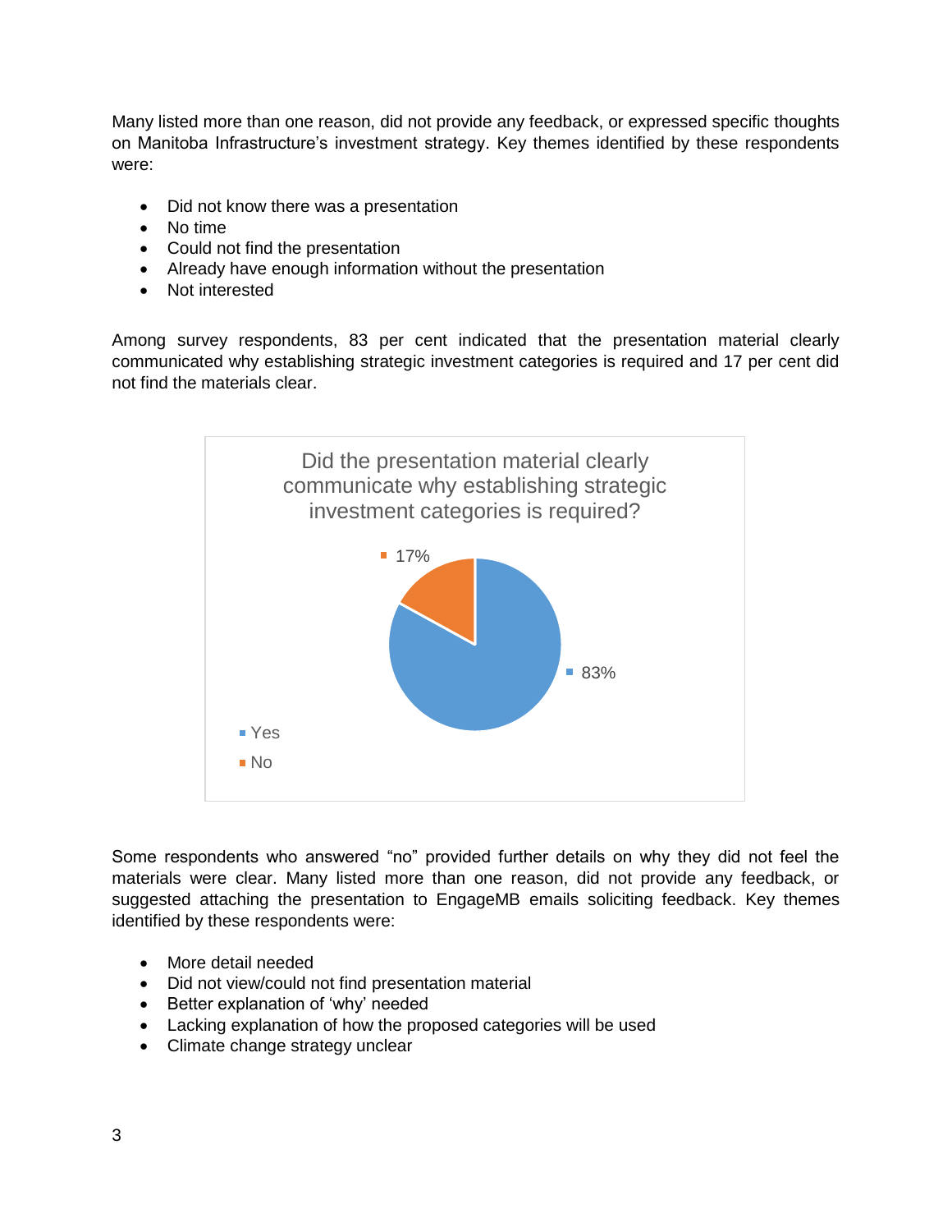Many listed more than one reason, did not provide any feedback, or expressed specific thoughts on Manitoba Infrastructure's investment strategy. Key themes identified by these respondents were:

- Did not know there was a presentation
- No time
- Could not find the presentation
- Already have enough information without the presentation
- Not interested

Among survey respondents, 83 per cent indicated that the presentation material clearly communicated why establishing strategic investment categories is required and 17 per cent did not find the materials clear.

Did the presentation material clearly communicate why establishing strategic investment categories is required?

| Response | Percentage |
|---|---|
| Yes | 83% |
| No | 17% |

Some respondents who answered "no" provided further details on why they did not feel the materials were clear. Many listed more than one reason, did not provide any feedback, or suggested attaching the presentation to EngageMB emails soliciting feedback. Key themes identified by these respondents were:

- More detail needed
- Did not view/could not find presentation material
- Better explanation of 'why' needed
- Lacking explanation of how the proposed categories will be used
- Climate change strategy unclear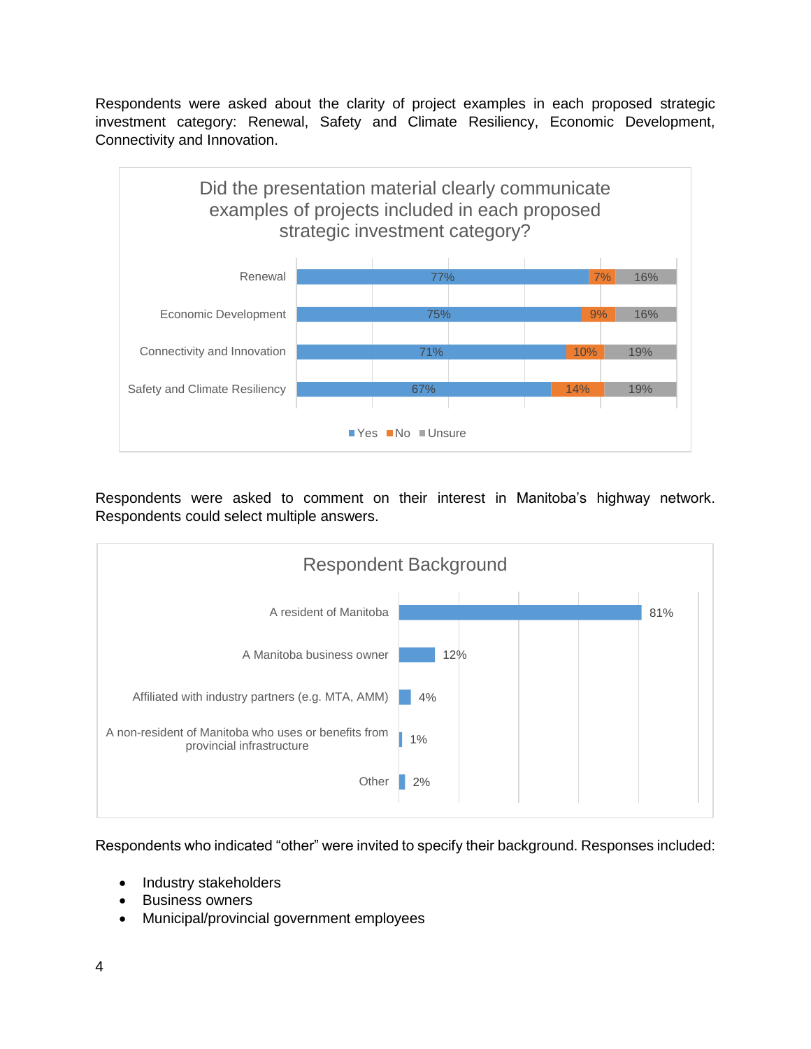Respondents were asked about the clarity of project examples in each proposed strategic investment category: Renewal, Safety and Climate Resiliency, Economic Development, Connectivity and Innovation.

**Did the presentation material clearly communicate examples of projects included in each proposed strategic investment category?**

| Category | Yes | No | Unsure |
| --- | --- | --- | --- |
| Renewal | 77% | 7% | 16% |
| Economic Development | 75% | 9% | 16% |
| Connectivity and Innovation | 71% | 10% | 19% |
| Safety and Climate Resiliency | 67% | 14% | 19% |

Respondents were asked to comment on their interest in Manitoba's highway network. Respondents could select multiple answers.

**Respondent Background**

| Background | Percentage |
| --- | --- |
| A resident of Manitoba | 81% |
| A Manitoba business owner | 12% |
| Affiliated with industry partners (e.g. MTA, AMM) | 4% |
| A non-resident of Manitoba who uses or benefits from provincial infrastructure | 1% |
| Other | 2% |

Respondents who indicated "other" were invited to specify their background. Responses included:

- Industry stakeholders
- Business owners
- Municipal/provincial government employees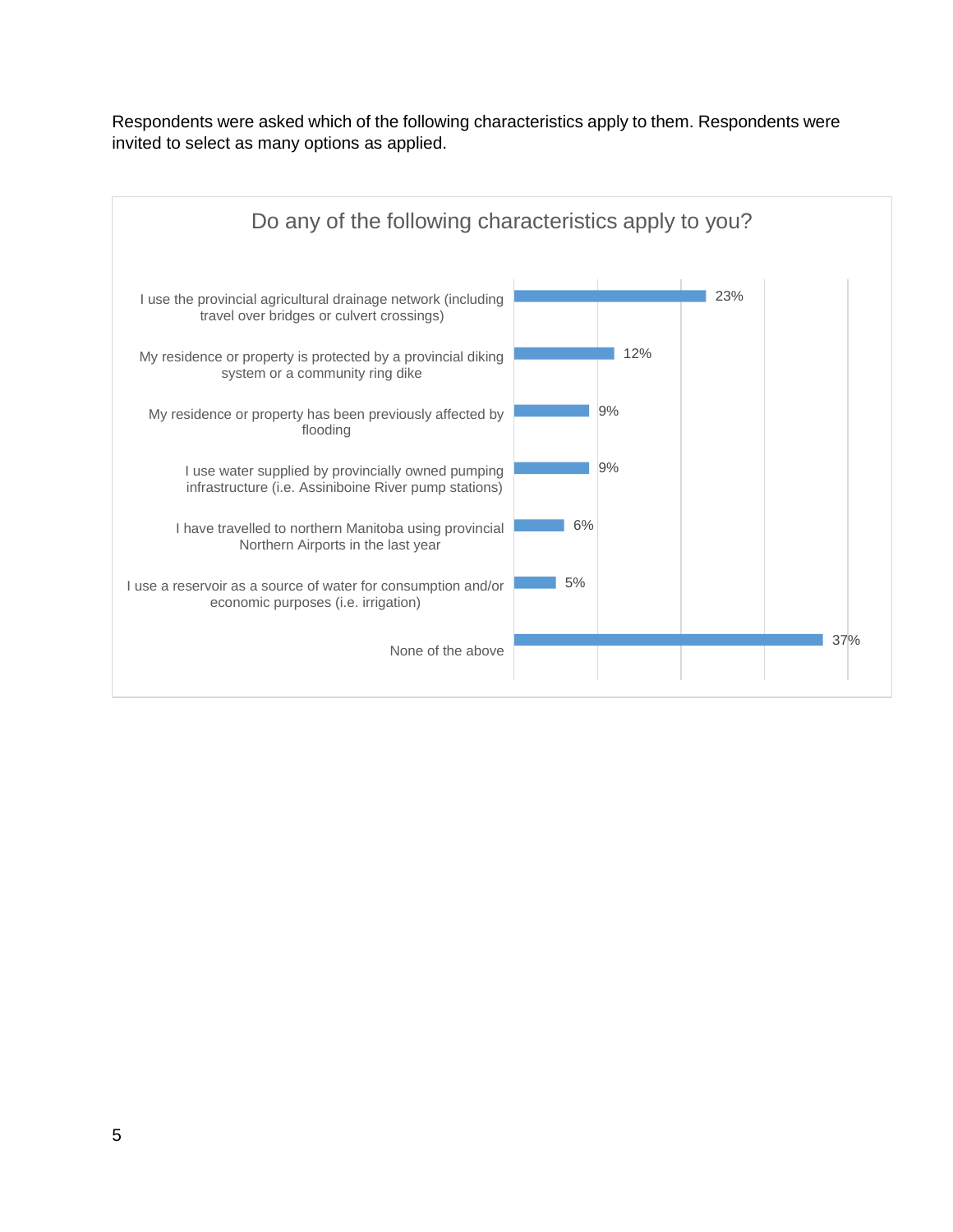Respondents were asked which of the following characteristics apply to them. Respondents were invited to select as many options as applied.

**Do any of the following characteristics apply to you?**

| Characteristic | Percentage |
|---|---|
| I use the provincial agricultural drainage network (including travel over bridges or culvert crossings) | 23% |
| My residence or property is protected by a provincial diking system or a community ring dike | 12% |
| My residence or property has been previously affected by flooding | 9% |
| I use water supplied by provincially owned pumping infrastructure (i.e. Assiniboine River pump stations) | 9% |
| I have travelled to northern Manitoba using provincial Northern Airports in the last year | 6% |
| I use a reservoir as a source of water for consumption and/or economic purposes (i.e. irrigation) | 5% |
| None of the above | 37% |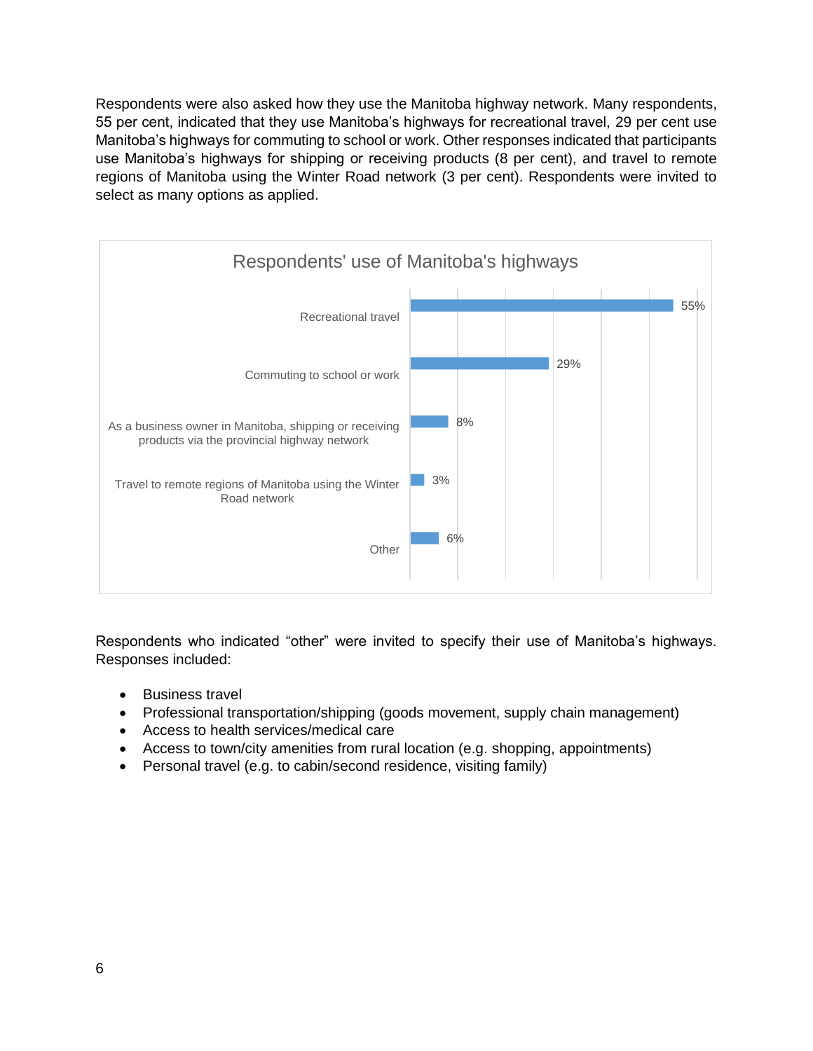Respondents were also asked how they use the Manitoba highway network. Many respondents, 55 per cent, indicated that they use Manitoba's highways for recreational travel, 29 per cent use Manitoba's highways for commuting to school or work. Other responses indicated that participants use Manitoba's highways for shipping or receiving products (8 per cent), and travel to remote regions of Manitoba using the Winter Road network (3 per cent). Respondents were invited to select as many options as applied.

**Respondents' use of Manitoba's highways**

| Use | Percentage |
| --- | --- |
| Recreational travel | 55% |
| Commuting to school or work | 29% |
| As a business owner in Manitoba, shipping or receiving products via the provincial highway network | 8% |
| Travel to remote regions of Manitoba using the Winter Road network | 3% |
| Other | 6% |

Respondents who indicated "other" were invited to specify their use of Manitoba's highways. Responses included:

- Business travel
- Professional transportation/shipping (goods movement, supply chain management)
- Access to health services/medical care
- Access to town/city amenities from rural location (e.g. shopping, appointments)
- Personal travel (e.g. to cabin/second residence, visiting family)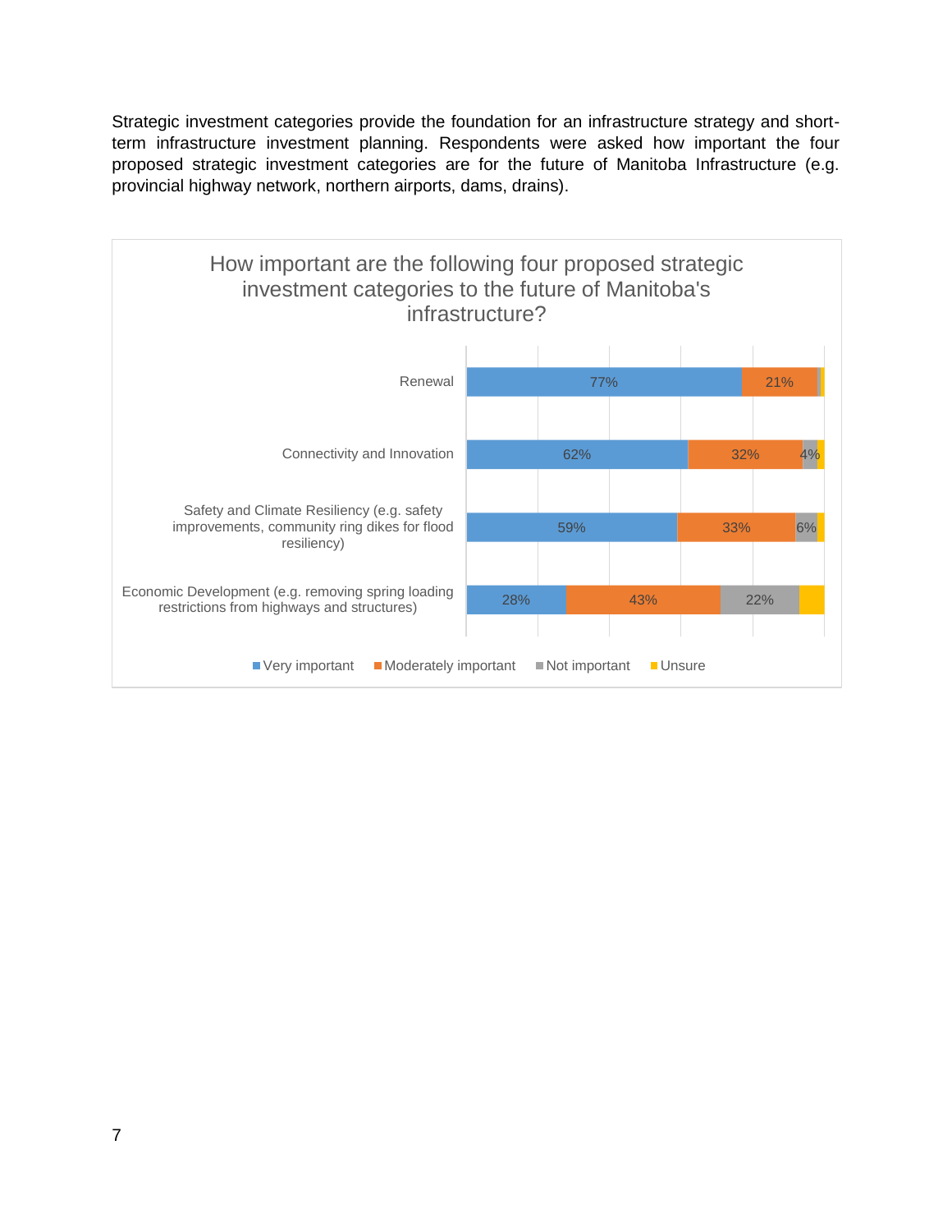Strategic investment categories provide the foundation for an infrastructure strategy and short-term infrastructure investment planning. Respondents were asked how important the four proposed strategic investment categories are for the future of Manitoba Infrastructure (e.g. provincial highway network, northern airports, dams, drains).

**How important are the following four proposed strategic investment categories to the future of Manitoba's infrastructure?**

| Category | Very important | Moderately important | Not important | Unsure |
|---|---|---|---|---|
| Renewal | 77% | 21% | | |
| Connectivity and Innovation | 62% | 32% | 4% | |
| Safety and Climate Resiliency (e.g. safety improvements, community ring dikes for flood resiliency) | 59% | 33% | 6% | |
| Economic Development (e.g. removing spring loading restrictions from highways and structures) | 28% | 43% | 22% | |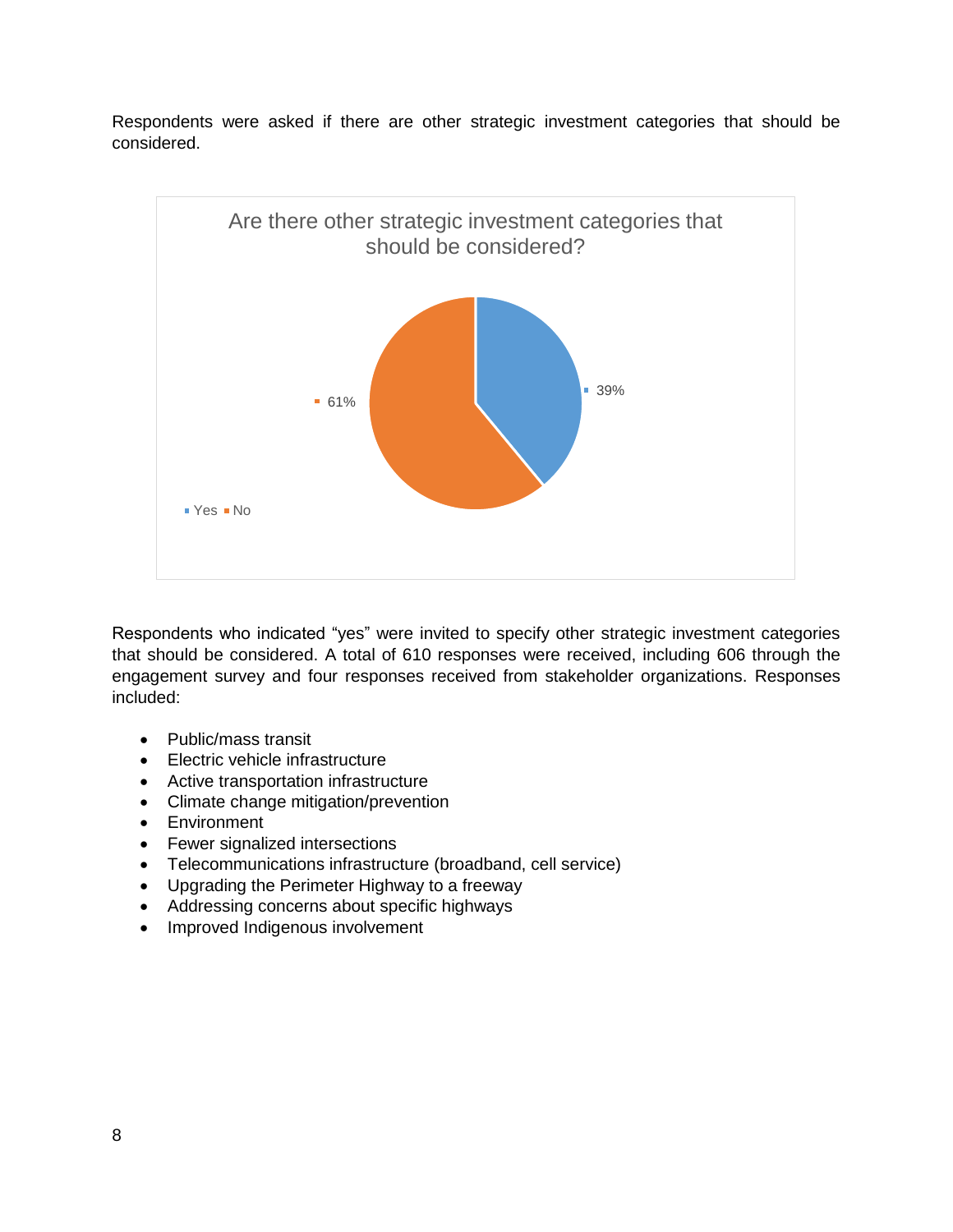Respondents were asked if there are other strategic investment categories that should be considered.

Are there other strategic investment categories that should be considered?

| Response | Percentage |
|---|---|
| Yes | 39% |
| No | 61% |

Respondents who indicated "yes" were invited to specify other strategic investment categories that should be considered. A total of 610 responses were received, including 606 through the engagement survey and four responses received from stakeholder organizations. Responses included:

- Public/mass transit
- Electric vehicle infrastructure
- Active transportation infrastructure
- Climate change mitigation/prevention
- Environment
- Fewer signalized intersections
- Telecommunications infrastructure (broadband, cell service)
- Upgrading the Perimeter Highway to a freeway
- Addressing concerns about specific highways
- Improved Indigenous involvement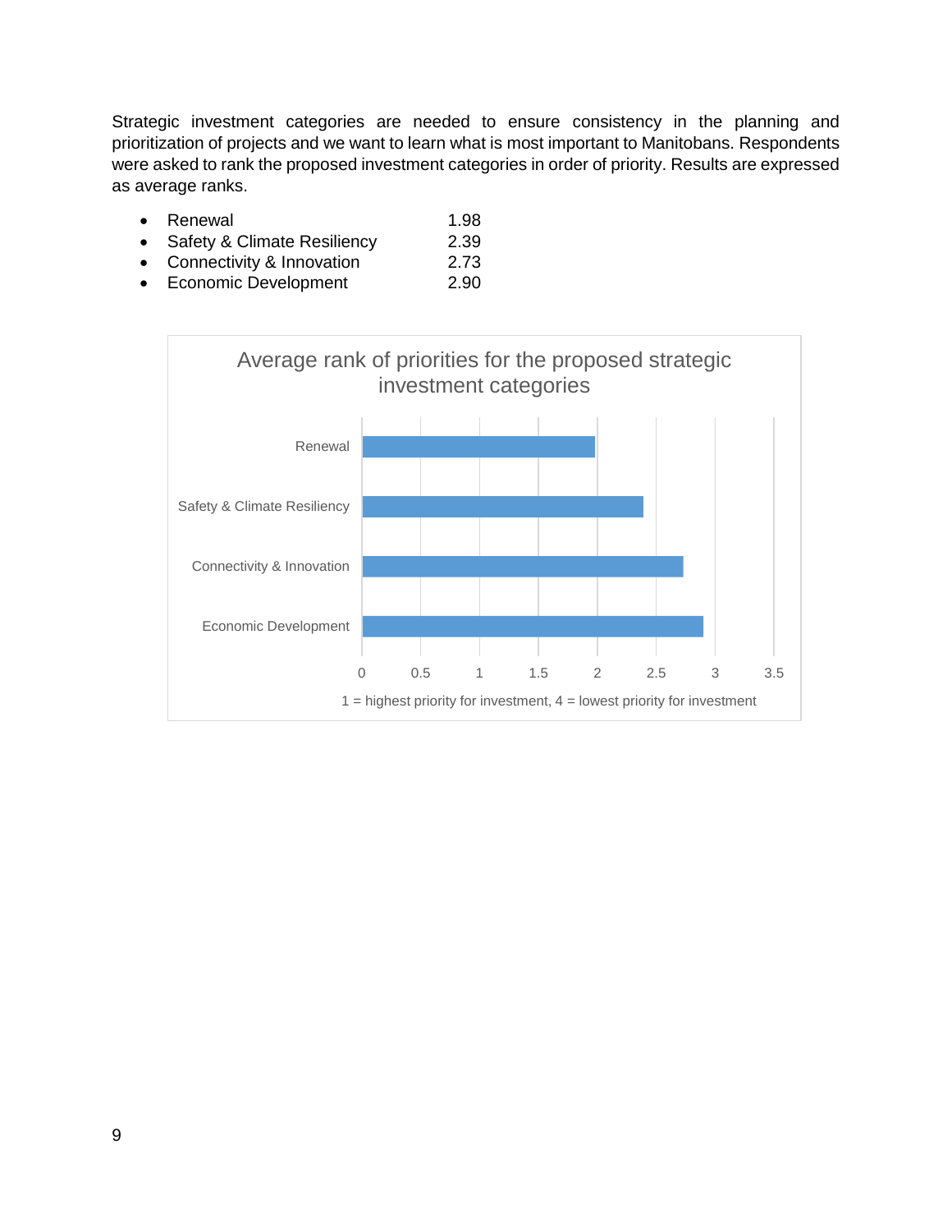Strategic investment categories are needed to ensure consistency in the planning and prioritization of projects and we want to learn what is most important to Manitobans. Respondents were asked to rank the proposed investment categories in order of priority. Results are expressed as average ranks.

- Renewal 1.98
- Safety & Climate Resiliency 2.39
- Connectivity & Innovation 2.73
- Economic Development 2.90

**Average rank of priorities for the proposed strategic investment categories**

| Category | Average rank |
| --- | --- |
| Renewal | 1.98 |
| Safety & Climate Resiliency | 2.39 |
| Connectivity & Innovation | 2.73 |
| Economic Development | 2.90 |

1 = highest priority for investment, 4 = lowest priority for investment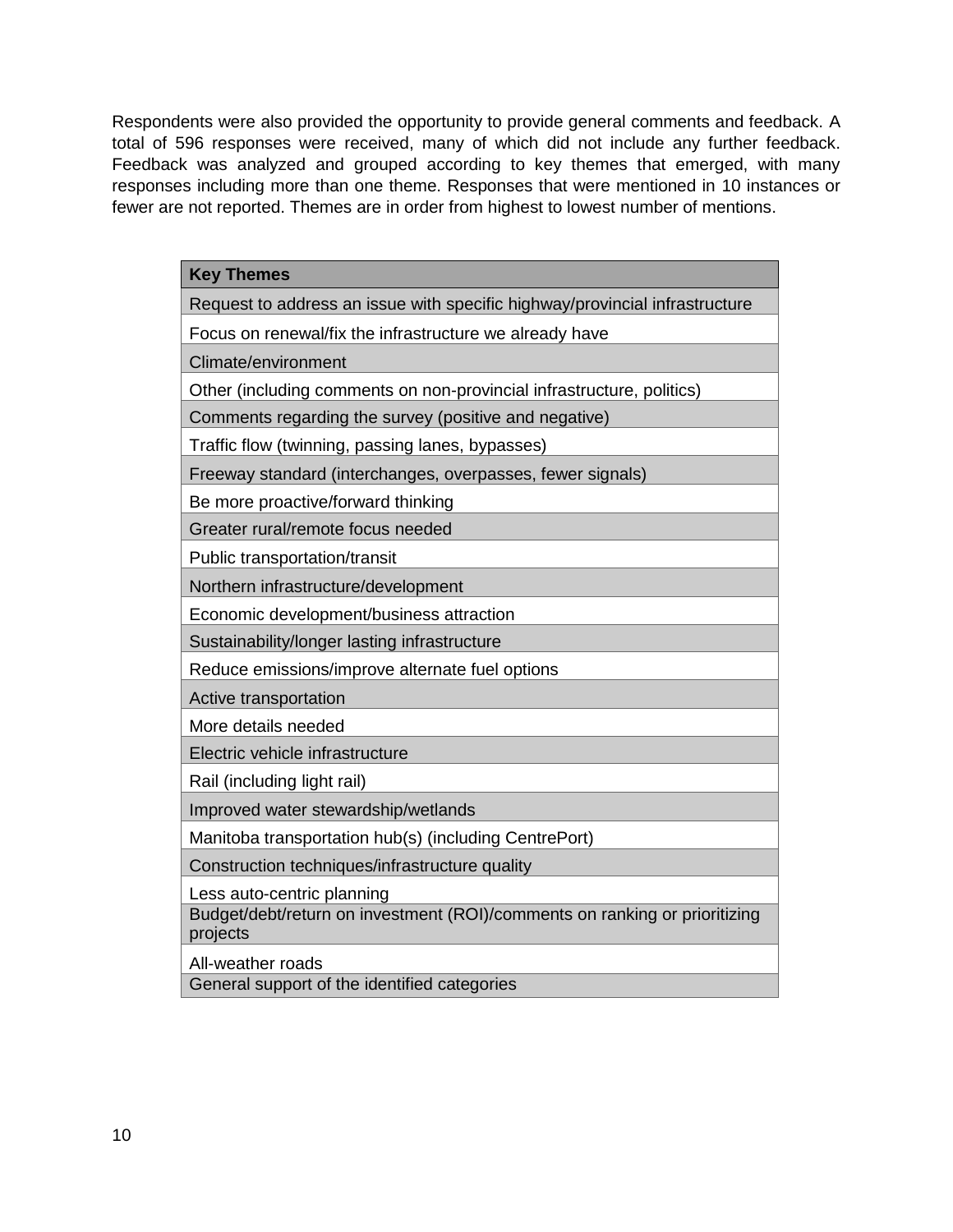Respondents were also provided the opportunity to provide general comments and feedback. A total of 596 responses were received, many of which did not include any further feedback. Feedback was analyzed and grouped according to key themes that emerged, with many responses including more than one theme. Responses that were mentioned in 10 instances or fewer are not reported. Themes are in order from highest to lowest number of mentions.

| Key Themes |
|---|
| Request to address an issue with specific highway/provincial infrastructure |
| Focus on renewal/fix the infrastructure we already have |
| Climate/environment |
| Other (including comments on non-provincial infrastructure, politics) |
| Comments regarding the survey (positive and negative) |
| Traffic flow (twinning, passing lanes, bypasses) |
| Freeway standard (interchanges, overpasses, fewer signals) |
| Be more proactive/forward thinking |
| Greater rural/remote focus needed |
| Public transportation/transit |
| Northern infrastructure/development |
| Economic development/business attraction |
| Sustainability/longer lasting infrastructure |
| Reduce emissions/improve alternate fuel options |
| Active transportation |
| More details needed |
| Electric vehicle infrastructure |
| Rail (including light rail) |
| Improved water stewardship/wetlands |
| Manitoba transportation hub(s) (including CentrePort) |
| Construction techniques/infrastructure quality |
| Less auto-centric planning |
| Budget/debt/return on investment (ROI)/comments on ranking or prioritizing projects |
| All-weather roads |
| General support of the identified categories |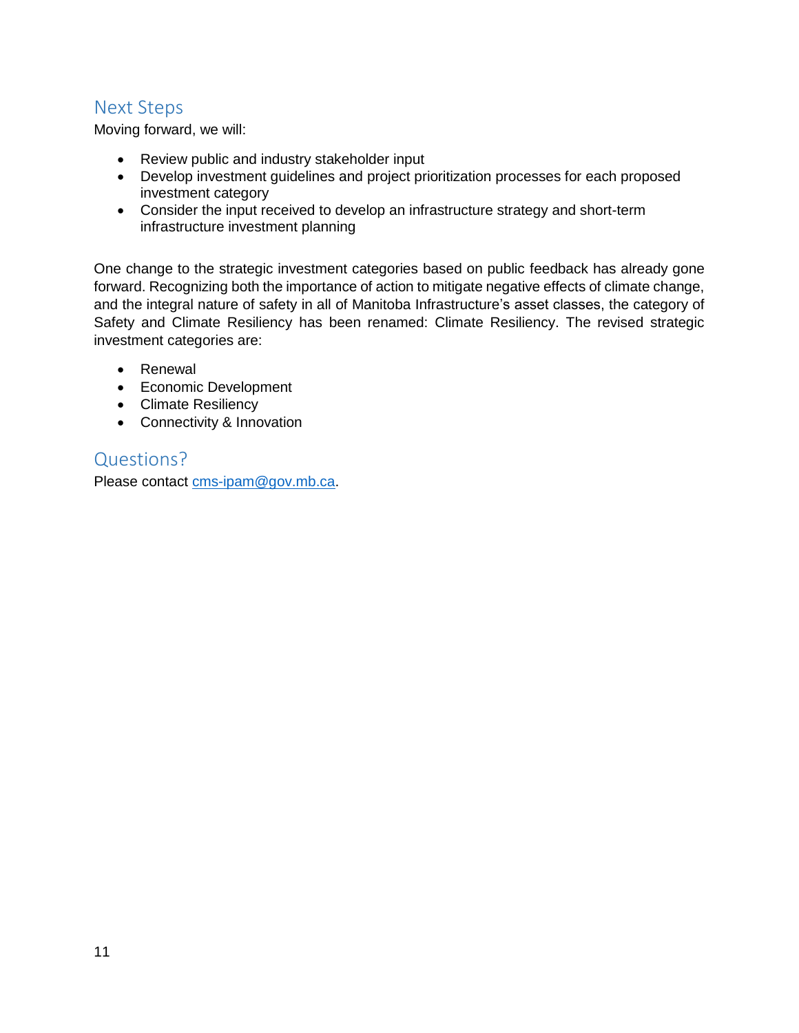## Next Steps

Moving forward, we will:

- Review public and industry stakeholder input
- Develop investment guidelines and project prioritization processes for each proposed investment category
- Consider the input received to develop an infrastructure strategy and short-term infrastructure investment planning

One change to the strategic investment categories based on public feedback has already gone forward. Recognizing both the importance of action to mitigate negative effects of climate change, and the integral nature of safety in all of Manitoba Infrastructure's asset classes, the category of Safety and Climate Resiliency has been renamed: Climate Resiliency. The revised strategic investment categories are:

- Renewal
- Economic Development
- Climate Resiliency
- Connectivity & Innovation

## Questions?

Please contact cms-ipam@gov.mb.ca.